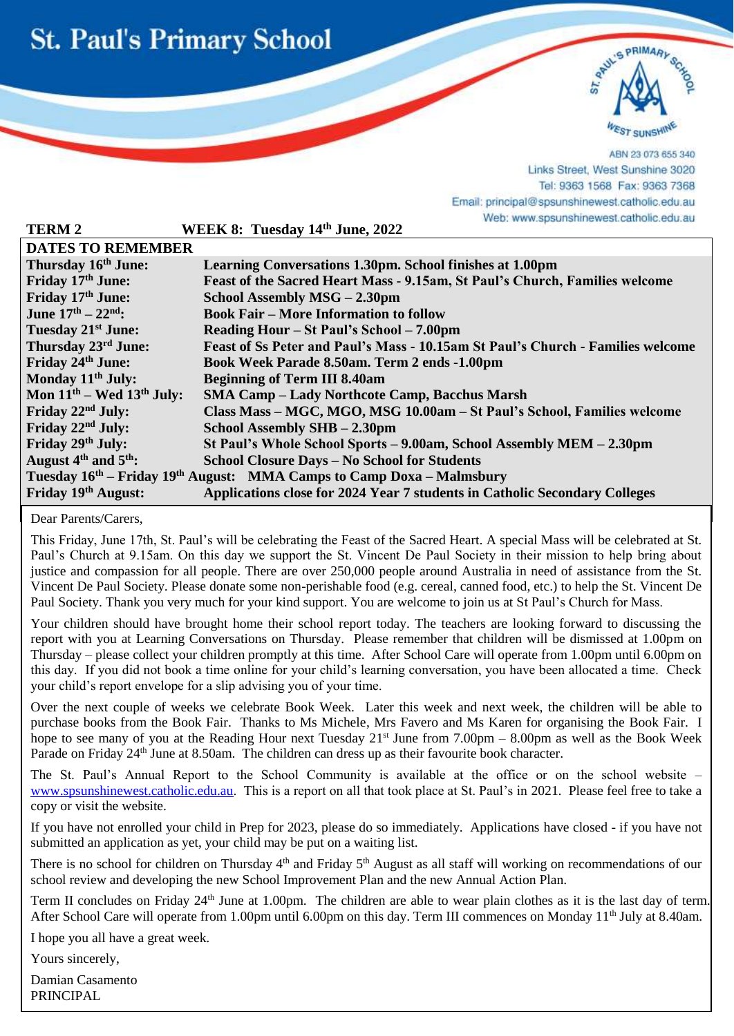# St. Paul's Primary School

ABN 23 073 655 340
Links Street, West Sunshine 3020
Tel: 9363 1568 Fax: 9363 7368
Email: principal@spsunshinewest.catholic.edu.au
Web: www.spsunshinewest.catholic.edu.au

**TERM 2** **WEEK 8: Tuesday 14th June, 2022**

| DATES TO REMEMBER | |
|---|---|
| **Thursday 16th June:** | **Learning Conversations 1.30pm. School finishes at 1.00pm** |
| **Friday 17th June:** | **Feast of the Sacred Heart Mass - 9.15am, St Paul's Church, Families welcome** |
| **Friday 17th June:** | **School Assembly MSG – 2.30pm** |
| **June 17th – 22nd:** | **Book Fair – More Information to follow** |
| **Tuesday 21st June:** | **Reading Hour – St Paul's School – 7.00pm** |
| **Thursday 23rd June:** | **Feast of Ss Peter and Paul's Mass - 10.15am St Paul's Church - Families welcome** |
| **Friday 24th June:** | **Book Week Parade 8.50am. Term 2 ends -1.00pm** |
| **Monday 11th July:** | **Beginning of Term III 8.40am** |
| **Mon 11th – Wed 13th July:** | **SMA Camp – Lady Northcote Camp, Bacchus Marsh** |
| **Friday 22nd July:** | **Class Mass – MGC, MGO, MSG 10.00am – St Paul's School, Families welcome** |
| **Friday 22nd July:** | **School Assembly SHB – 2.30pm** |
| **Friday 29th July:** | **St Paul's Whole School Sports – 9.00am, School Assembly MEM – 2.30pm** |
| **August 4th and 5th:** | **School Closure Days – No School for Students** |
| **Tuesday 16th – Friday 19th August:** | **MMA Camps to Camp Doxa – Malmsbury** |
| **Friday 19th August:** | **Applications close for 2024 Year 7 students in Catholic Secondary Colleges** |

Dear Parents/Carers,

This Friday, June 17th, St. Paul's will be celebrating the Feast of the Sacred Heart. A special Mass will be celebrated at St. Paul's Church at 9.15am. On this day we support the St. Vincent De Paul Society in their mission to help bring about justice and compassion for all people. There are over 250,000 people around Australia in need of assistance from the St. Vincent De Paul Society. Please donate some non-perishable food (e.g. cereal, canned food, etc.) to help the St. Vincent De Paul Society. Thank you very much for your kind support. You are welcome to join us at St Paul's Church for Mass.

Your children should have brought home their school report today. The teachers are looking forward to discussing the report with you at Learning Conversations on Thursday. Please remember that children will be dismissed at 1.00pm on Thursday – please collect your children promptly at this time. After School Care will operate from 1.00pm until 6.00pm on this day. If you did not book a time online for your child's learning conversation, you have been allocated a time. Check your child's report envelope for a slip advising you of your time.

Over the next couple of weeks we celebrate Book Week. Later this week and next week, the children will be able to purchase books from the Book Fair. Thanks to Ms Michele, Mrs Favero and Ms Karen for organising the Book Fair. I hope to see many of you at the Reading Hour next Tuesday 21st June from 7.00pm – 8.00pm as well as the Book Week Parade on Friday 24th June at 8.50am. The children can dress up as their favourite book character.

The St. Paul's Annual Report to the School Community is available at the office or on the school website – www.spsunshinewest.catholic.edu.au. This is a report on all that took place at St. Paul's in 2021. Please feel free to take a copy or visit the website.

If you have not enrolled your child in Prep for 2023, please do so immediately. Applications have closed - if you have not submitted an application as yet, your child may be put on a waiting list.

There is no school for children on Thursday 4th and Friday 5th August as all staff will working on recommendations of our school review and developing the new School Improvement Plan and the new Annual Action Plan.

Term II concludes on Friday 24th June at 1.00pm. The children are able to wear plain clothes as it is the last day of term. After School Care will operate from 1.00pm until 6.00pm on this day. Term III commences on Monday 11th July at 8.40am.

I hope you all have a great week.

Yours sincerely,

Damian Casamento
PRINCIPAL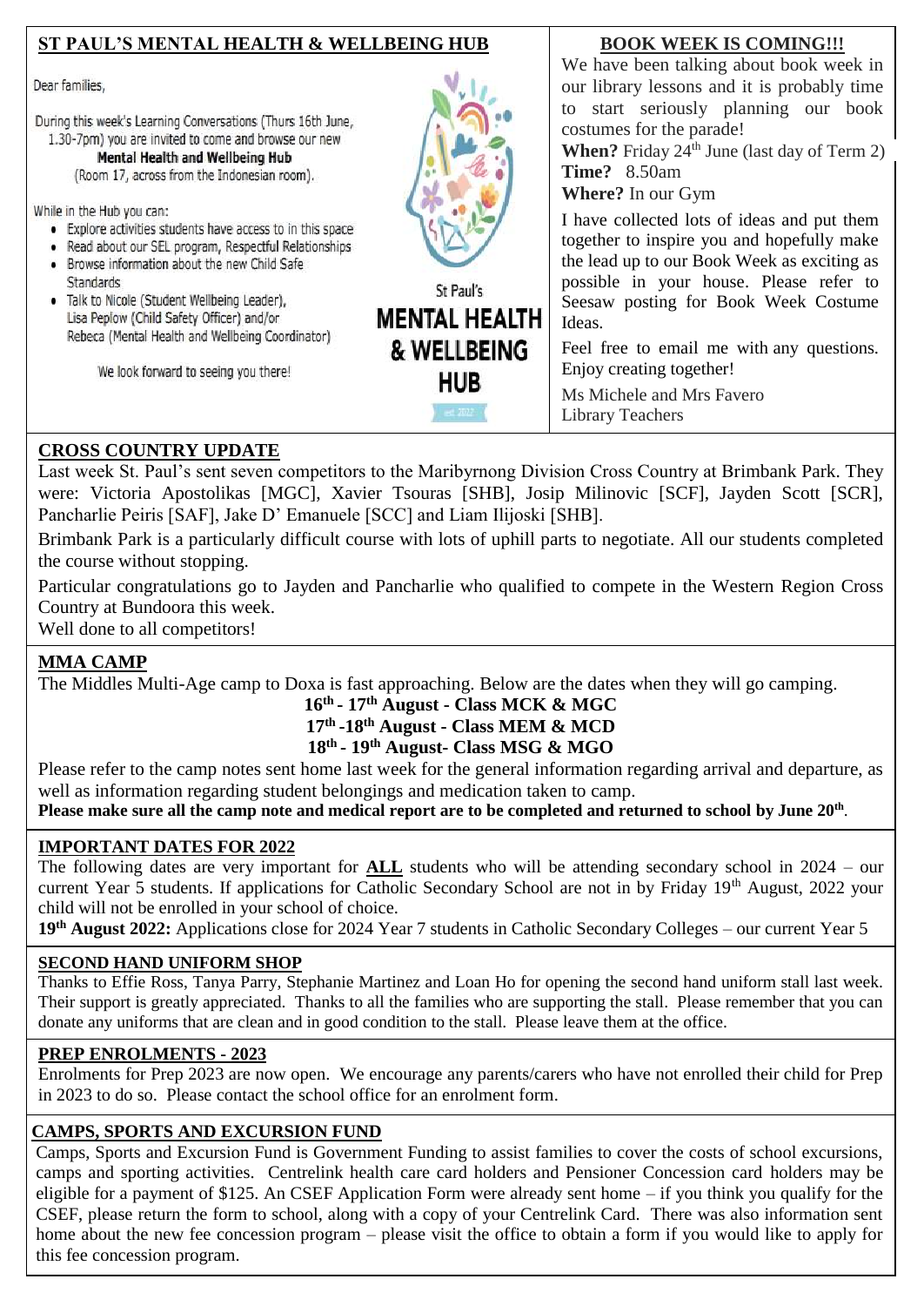## ST PAUL'S MENTAL HEALTH & WELLBEING HUB

Dear families,

During this week's Learning Conversations (Thurs 16th June, 1.30-7pm) you are invited to come and browse our new **Mental Health and Wellbeing Hub** (Room 17, across from the Indonesian room).

While in the Hub you can:

- Explore activities students have access to in this space
- Read about our SEL program, Respectful Relationships
- Browse information about the new Child Safe Standards
- Talk to Nicole (Student Wellbeing Leader), Lisa Peplow (Child Safety Officer) and/or Rebeca (Mental Health and Wellbeing Coordinator)

We look forward to seeing you there!

St Paul's
**MENTAL HEALTH & WELLBEING HUB**
est 2022

## BOOK WEEK IS COMING!!!

We have been talking about book week in our library lessons and it is probably time to start seriously planning our book costumes for the parade!

**When?** Friday 24th June (last day of Term 2)
**Time?** 8.50am
**Where?** In our Gym

I have collected lots of ideas and put them together to inspire you and hopefully make the lead up to our Book Week as exciting as possible in your house. Please refer to Seesaw posting for Book Week Costume Ideas.

Feel free to email me with any questions. Enjoy creating together!

Ms Michele and Mrs Favero
Library Teachers

## CROSS COUNTRY UPDATE

Last week St. Paul's sent seven competitors to the Maribyrnong Division Cross Country at Brimbank Park. They were: Victoria Apostolikas [MGC], Xavier Tsouras [SHB], Josip Milinovic [SCF], Jayden Scott [SCR], Pancharlie Peiris [SAF], Jake D' Emanuele [SCC] and Liam Ilijoski [SHB].

Brimbank Park is a particularly difficult course with lots of uphill parts to negotiate. All our students completed the course without stopping.

Particular congratulations go to Jayden and Pancharlie who qualified to compete in the Western Region Cross Country at Bundoora this week.

Well done to all competitors!

## MMA CAMP

The Middles Multi-Age camp to Doxa is fast approaching. Below are the dates when they will go camping.

**16th - 17th August - Class MCK & MGC**
**17th -18th August - Class MEM & MCD**
**18th - 19th August- Class MSG & MGO**

Please refer to the camp notes sent home last week for the general information regarding arrival and departure, as well as information regarding student belongings and medication taken to camp.

**Please make sure all the camp note and medical report are to be completed and returned to school by June 20th**.

## IMPORTANT DATES FOR 2022

The following dates are very important for **ALL** students who will be attending secondary school in 2024 – our current Year 5 students. If applications for Catholic Secondary School are not in by Friday 19th August, 2022 your child will not be enrolled in your school of choice.

**19th August 2022:** Applications close for 2024 Year 7 students in Catholic Secondary Colleges – our current Year 5

## SECOND HAND UNIFORM SHOP

Thanks to Effie Ross, Tanya Parry, Stephanie Martinez and Loan Ho for opening the second hand uniform stall last week. Their support is greatly appreciated. Thanks to all the families who are supporting the stall. Please remember that you can donate any uniforms that are clean and in good condition to the stall. Please leave them at the office.

## PREP ENROLMENTS - 2023

Enrolments for Prep 2023 are now open. We encourage any parents/carers who have not enrolled their child for Prep in 2023 to do so. Please contact the school office for an enrolment form.

## CAMPS, SPORTS AND EXCURSION FUND

Camps, Sports and Excursion Fund is Government Funding to assist families to cover the costs of school excursions, camps and sporting activities. Centrelink health care card holders and Pensioner Concession card holders may be eligible for a payment of $125. An CSEF Application Form were already sent home – if you think you qualify for the CSEF, please return the form to school, along with a copy of your Centrelink Card. There was also information sent home about the new fee concession program – please visit the office to obtain a form if you would like to apply for this fee concession program.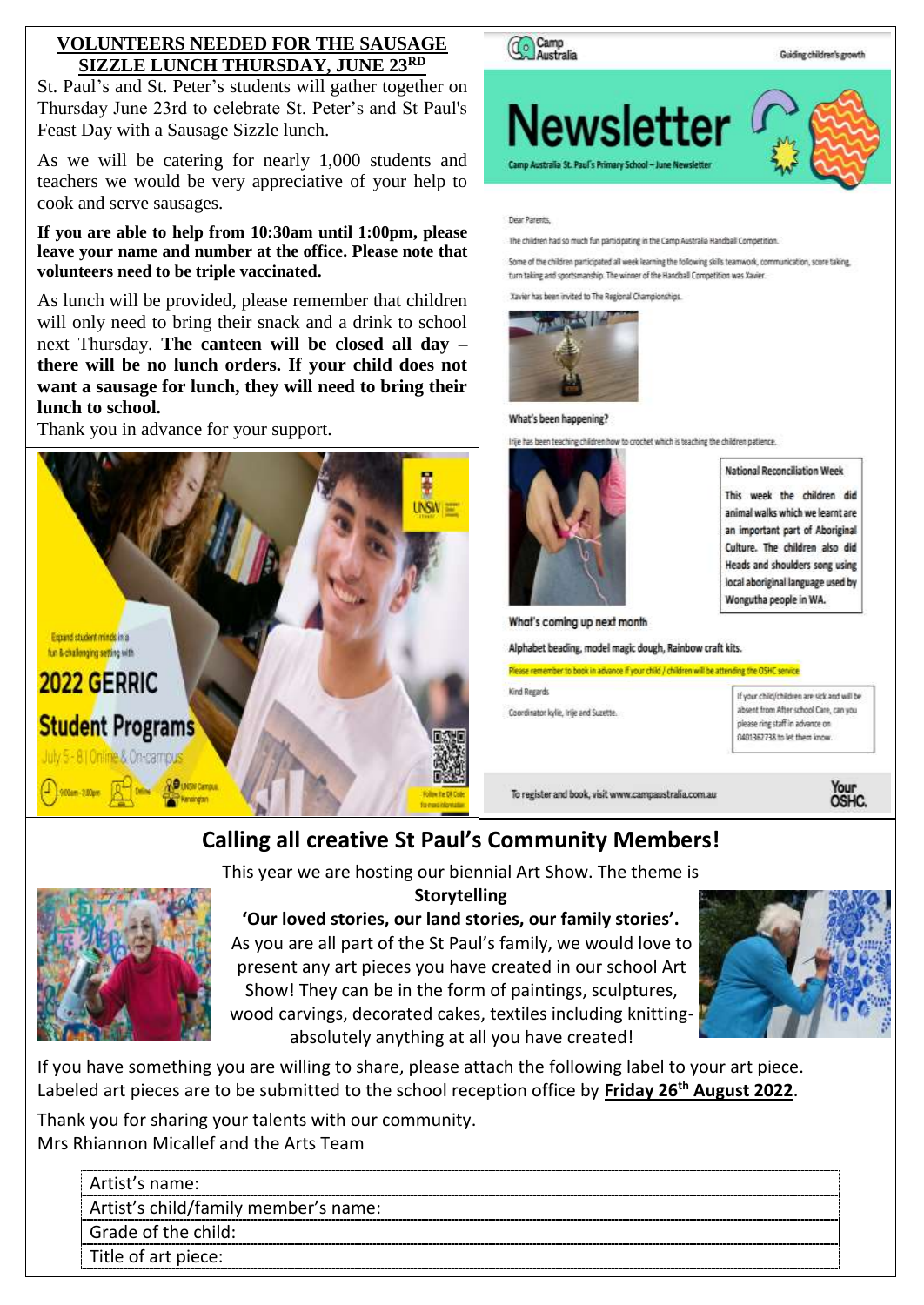## VOLUNTEERS NEEDED FOR THE SAUSAGE SIZZLE LUNCH THURSDAY, JUNE 23RD

St. Paul's and St. Peter's students will gather together on Thursday June 23rd to celebrate St. Peter's and St Paul's Feast Day with a Sausage Sizzle lunch.

As we will be catering for nearly 1,000 students and teachers we would be very appreciative of your help to cook and serve sausages.

**If you are able to help from 10:30am until 1:00pm, please leave your name and number at the office. Please note that volunteers need to be triple vaccinated.**

As lunch will be provided, please remember that children will only need to bring their snack and a drink to school next Thursday. **The canteen will be closed all day – there will be no lunch orders. If your child does not want a sausage for lunch, they will need to bring their lunch to school.**

Thank you in advance for your support.

Expand student minds in a fun & challenging setting with

**2022 GERRIC Student Programs**

July 5 - 8 | Online & On-campus

9:00am - 3:00pm | Online | UNSW Campus, Kensington

Follow the QR Code for more information

Camp Australia — Guiding children's growth

# Newsletter

Camp Australia St. Paul's Primary School – June Newsletter

Dear Parents,

The children had so much fun participating in the Camp Australia Handball Competition.

Some of the children participated all week learning the following skills teamwork, communication, score taking, turn taking and sportsmanship. The winner of the Handball Competition was Xavier.

Xavier has been invited to The Regional Championships.

**What's been happening?**

Irije has been teaching children how to crochet which is teaching the children patience.

**National Reconciliation Week**

This week the children did animal walks which we learnt are an important part of Aboriginal Culture. The children also did Heads and shoulders song using local aboriginal language used by Wongutha people in WA.

**What's coming up next month**

Alphabet beading, model magic dough, Rainbow craft kits.

Please remember to book in advance if your child / children will be attending the OSHC service

Kind Regards

Coordinator kylie, Irije and Suzette.

If your child/children are sick and will be absent from After school Care, can you please ring staff in advance on 0401362738 to let them know.

To register and book, visit www.campaustralia.com.au

Your OSHC.

## Calling all creative St Paul's Community Members!

This year we are hosting our biennial Art Show. The theme is

**Storytelling**

**'Our loved stories, our land stories, our family stories'.**

As you are all part of the St Paul's family, we would love to present any art pieces you have created in our school Art Show! They can be in the form of paintings, sculptures, wood carvings, decorated cakes, textiles including knitting- absolutely anything at all you have created!

If you have something you are willing to share, please attach the following label to your art piece. Labeled art pieces are to be submitted to the school reception office by **Friday 26th August 2022**.

Thank you for sharing your talents with our community.
Mrs Rhiannon Micallef and the Arts Team

| |
|---|
| Artist's name: |
| Artist's child/family member's name: |
| Grade of the child: |
| Title of art piece: |